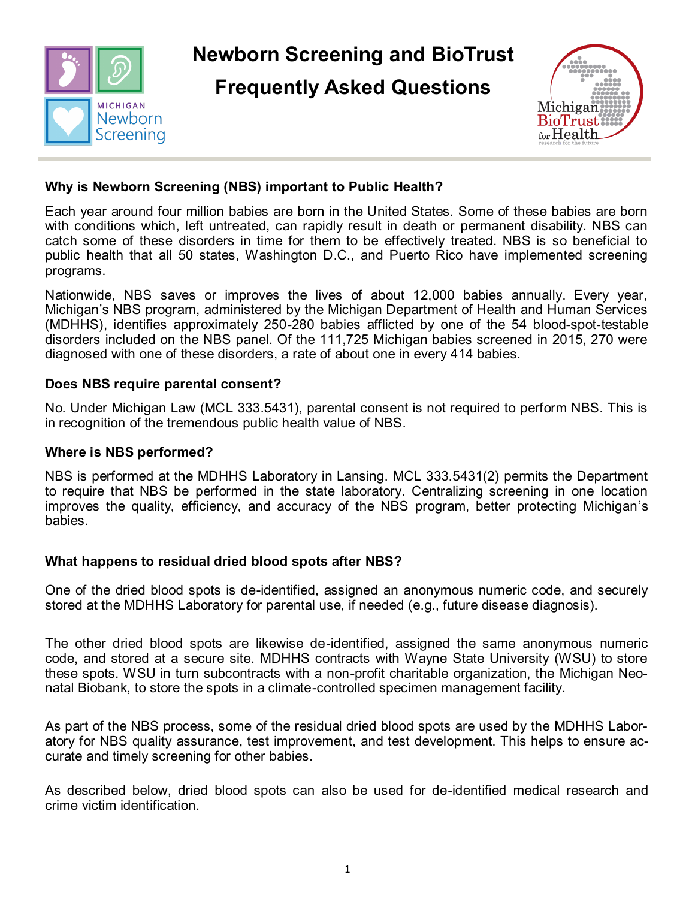# Newborn Screening and BioTrust Frequently Asked Questions

### Why is Newborn Screening (NBS) important to Public Health?

Each year around four million babies are born in the United States. Some of these babies are born with conditions which, left untreated, can rapidly result in death or permanent disability. NBS can catch some of these disorders in time for them to be effectively treated. NBS is so beneficial to public health that all 50 states, Washington D.C., and Puerto Rico have implemented screening programs.

Nationwide, NBS saves or improves the lives of about 12,000 babies annually. Every year, Michigan's NBS program, administered by the Michigan Department of Health and Human Services (MDHHS), identifies approximately 250-280 babies afflicted by one of the 54 blood-spot-testable disorders included on the NBS panel. Of the 111,725 Michigan babies screened in 2015, 270 were diagnosed with one of these disorders, a rate of about one in every 414 babies.

### Does NBS require parental consent?

No. Under Michigan Law (MCL 333.5431), parental consent is not required to perform NBS. This is in recognition of the tremendous public health value of NBS.

### Where is NBS performed?

NBS is performed at the MDHHS Laboratory in Lansing. MCL 333.5431(2) permits the Department to require that NBS be performed in the state laboratory. Centralizing screening in one location improves the quality, efficiency, and accuracy of the NBS program, better protecting Michigan's babies.

### What happens to residual dried blood spots after NBS?

One of the dried blood spots is de-identified, assigned an anonymous numeric code, and securely stored at the MDHHS Laboratory for parental use, if needed (e.g., future disease diagnosis).

The other dried blood spots are likewise de-identified, assigned the same anonymous numeric code, and stored at a secure site. MDHHS contracts with Wayne State University (WSU) to store these spots. WSU in turn subcontracts with a non-profit charitable organization, the Michigan Neonatal Biobank, to store the spots in a climate-controlled specimen management facility.

As part of the NBS process, some of the residual dried blood spots are used by the MDHHS Laboratory for NBS quality assurance, test improvement, and test development. This helps to ensure accurate and timely screening for other babies.

As described below, dried blood spots can also be used for de-identified medical research and crime victim identification.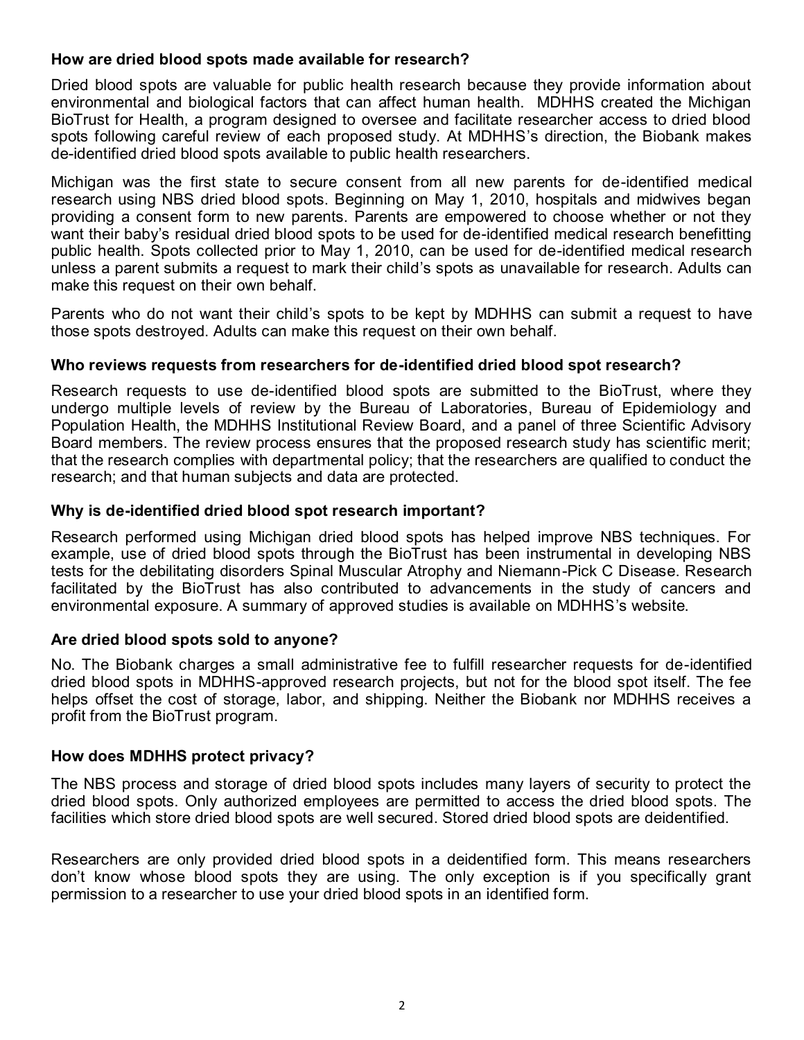**How are dried blood spots made available for research?**

Dried blood spots are valuable for public health research because they provide information about environmental and biological factors that can affect human health. MDHHS created the Michigan BioTrust for Health, a program designed to oversee and facilitate researcher access to dried blood spots following careful review of each proposed study. At MDHHS's direction, the Biobank makes de-identified dried blood spots available to public health researchers.

Michigan was the first state to secure consent from all new parents for de-identified medical research using NBS dried blood spots. Beginning on May 1, 2010, hospitals and midwives began providing a consent form to new parents. Parents are empowered to choose whether or not they want their baby's residual dried blood spots to be used for de-identified medical research benefitting public health. Spots collected prior to May 1, 2010, can be used for de-identified medical research unless a parent submits a request to mark their child's spots as unavailable for research. Adults can make this request on their own behalf.

Parents who do not want their child's spots to be kept by MDHHS can submit a request to have those spots destroyed. Adults can make this request on their own behalf.

**Who reviews requests from researchers for de-identified dried blood spot research?**

Research requests to use de-identified blood spots are submitted to the BioTrust, where they undergo multiple levels of review by the Bureau of Laboratories, Bureau of Epidemiology and Population Health, the MDHHS Institutional Review Board, and a panel of three Scientific Advisory Board members. The review process ensures that the proposed research study has scientific merit; that the research complies with departmental policy; that the researchers are qualified to conduct the research; and that human subjects and data are protected.

**Why is de-identified dried blood spot research important?**

Research performed using Michigan dried blood spots has helped improve NBS techniques. For example, use of dried blood spots through the BioTrust has been instrumental in developing NBS tests for the debilitating disorders Spinal Muscular Atrophy and Niemann-Pick C Disease. Research facilitated by the BioTrust has also contributed to advancements in the study of cancers and environmental exposure. A summary of approved studies is available on MDHHS's website.

**Are dried blood spots sold to anyone?**

No. The Biobank charges a small administrative fee to fulfill researcher requests for de-identified dried blood spots in MDHHS-approved research projects, but not for the blood spot itself. The fee helps offset the cost of storage, labor, and shipping. Neither the Biobank nor MDHHS receives a profit from the BioTrust program.

**How does MDHHS protect privacy?**

The NBS process and storage of dried blood spots includes many layers of security to protect the dried blood spots. Only authorized employees are permitted to access the dried blood spots. The facilities which store dried blood spots are well secured. Stored dried blood spots are deidentified.

Researchers are only provided dried blood spots in a deidentified form. This means researchers don't know whose blood spots they are using. The only exception is if you specifically grant permission to a researcher to use your dried blood spots in an identified form.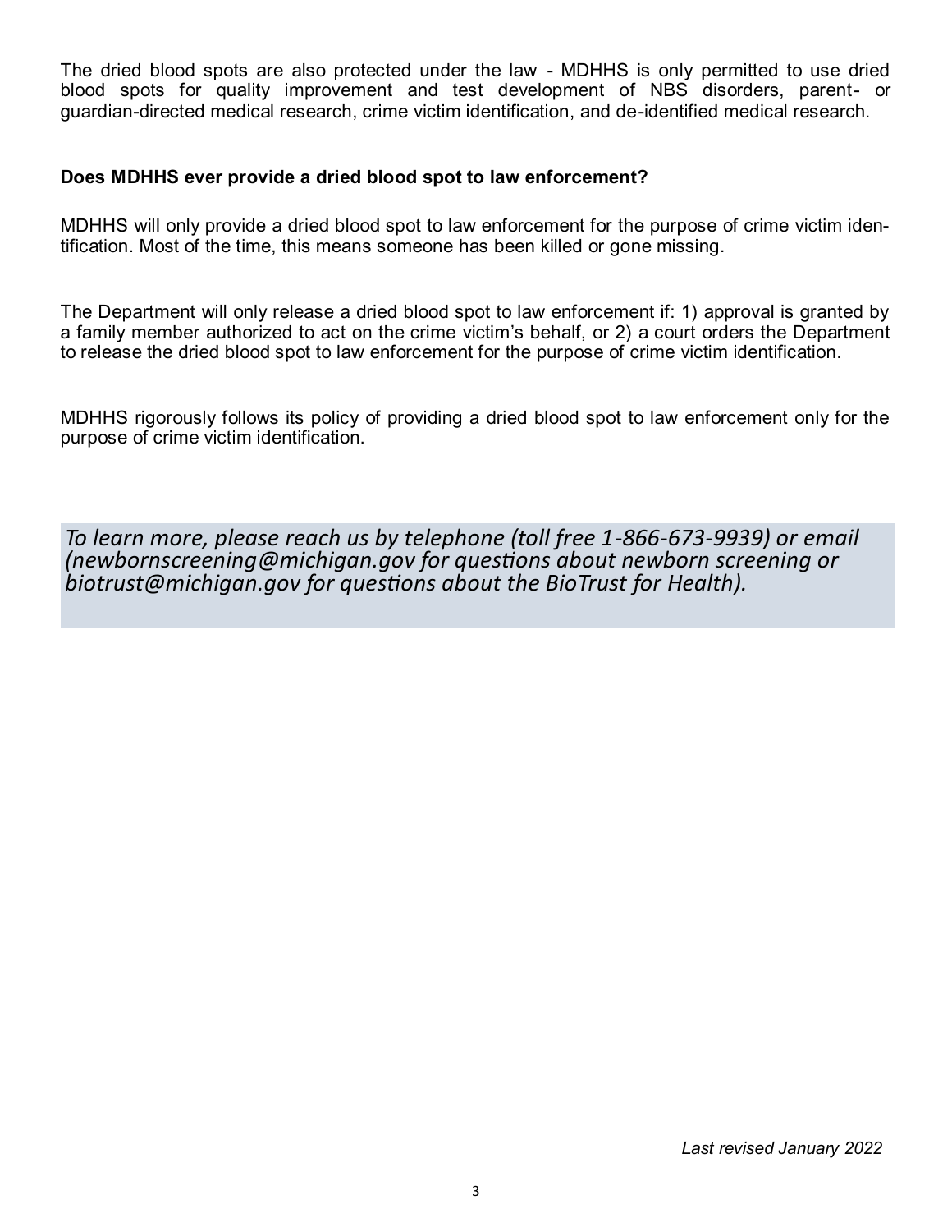The dried blood spots are also protected under the law - MDHHS is only permitted to use dried blood spots for quality improvement and test development of NBS disorders, parent- or guardian-directed medical research, crime victim identification, and de-identified medical research.

**Does MDHHS ever provide a dried blood spot to law enforcement?**

MDHHS will only provide a dried blood spot to law enforcement for the purpose of crime victim identification. Most of the time, this means someone has been killed or gone missing.

The Department will only release a dried blood spot to law enforcement if: 1) approval is granted by a family member authorized to act on the crime victim's behalf, or 2) a court orders the Department to release the dried blood spot to law enforcement for the purpose of crime victim identification.

MDHHS rigorously follows its policy of providing a dried blood spot to law enforcement only for the purpose of crime victim identification.

*To learn more, please reach us by telephone (toll free 1-866-673-9939) or email (newbornscreening@michigan.gov for questions about newborn screening or biotrust@michigan.gov for questions about the BioTrust for Health).*

*Last revised January 2022*